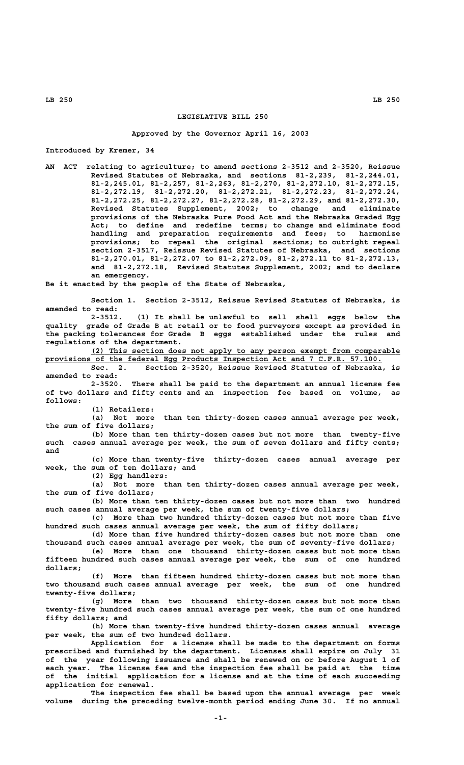# LEGISLATIVE BILL 250

Approved by the Governor April 16, 2003

Introduced by Kremer, 34

AN ACT relating to agriculture; to amend sections 2-3512 and 2-3520, Reissue Revised Statutes of Nebraska, and sections 81-2,239, 81-2,244.01, 81-2,245.01, 81-2,257, 81-2,263, 81-2,270, 81-2,272.10, 81-2,272.15, 81-2,272.19, 81-2,272.20, 81-2,272.21, 81-2,272.23, 81-2,272.24, 81-2,272.25, 81-2,272.27, 81-2,272.28, 81-2,272.29, and 81-2,272.30, Revised Statutes Supplement, 2002; to change and eliminate provisions of the Nebraska Pure Food Act and the Nebraska Graded Egg Act; to define and redefine terms; to change and eliminate food handling and preparation requirements and fees; to harmonize provisions; to repeal the original sections; to outright repeal section 2-3517, Reissue Revised Statutes of Nebraska, and sections 81-2,270.01, 81-2,272.07 to 81-2,272.09, 81-2,272.11 to 81-2,272.13, and 81-2,272.18, Revised Statutes Supplement, 2002; and to declare an emergency.

Be it enacted by the people of the State of Nebraska,

Section 1. Section 2-3512, Reissue Revised Statutes of Nebraska, is amended to read:

2-3512. (1) It shall be unlawful to sell shell eggs below the quality grade of Grade B at retail or to food purveyors except as provided in the packing tolerances for Grade B eggs established under the rules and regulations of the department.

(2) This section does not apply to any person exempt from comparable provisions of the federal Egg Products Inspection Act and 7 C.F.R. 57.100.

Sec. 2. Section 2-3520, Reissue Revised Statutes of Nebraska, is amended to read:

2-3520. There shall be paid to the department an annual license fee of two dollars and fifty cents and an inspection fee based on volume, as follows:

(1) Retailers:

(a) Not more than ten thirty-dozen cases annual average per week, the sum of five dollars;

(b) More than ten thirty-dozen cases but not more than twenty-five such cases annual average per week, the sum of seven dollars and fifty cents; and

(c) More than twenty-five thirty-dozen cases annual average per week, the sum of ten dollars; and

(2) Egg handlers:

(a) Not more than ten thirty-dozen cases annual average per week, the sum of five dollars;

(b) More than ten thirty-dozen cases but not more than two hundred such cases annual average per week, the sum of twenty-five dollars;

(c) More than two hundred thirty-dozen cases but not more than five hundred such cases annual average per week, the sum of fifty dollars;

(d) More than five hundred thirty-dozen cases but not more than one thousand such cases annual average per week, the sum of seventy-five dollars;

(e) More than one thousand thirty-dozen cases but not more than fifteen hundred such cases annual average per week, the sum of one hundred dollars;

(f) More than fifteen hundred thirty-dozen cases but not more than two thousand such cases annual average per week, the sum of one hundred twenty-five dollars;

(g) More than two thousand thirty-dozen cases but not more than twenty-five hundred such cases annual average per week, the sum of one hundred fifty dollars; and

(h) More than twenty-five hundred thirty-dozen cases annual average per week, the sum of two hundred dollars.

Application for a license shall be made to the department on forms prescribed and furnished by the department. Licenses shall expire on July 31 of the year following issuance and shall be renewed on or before August 1 of each year. The license fee and the inspection fee shall be paid at the time of the initial application for a license and at the time of each succeeding application for renewal.

The inspection fee shall be based upon the annual average per week volume during the preceding twelve-month period ending June 30. If no annual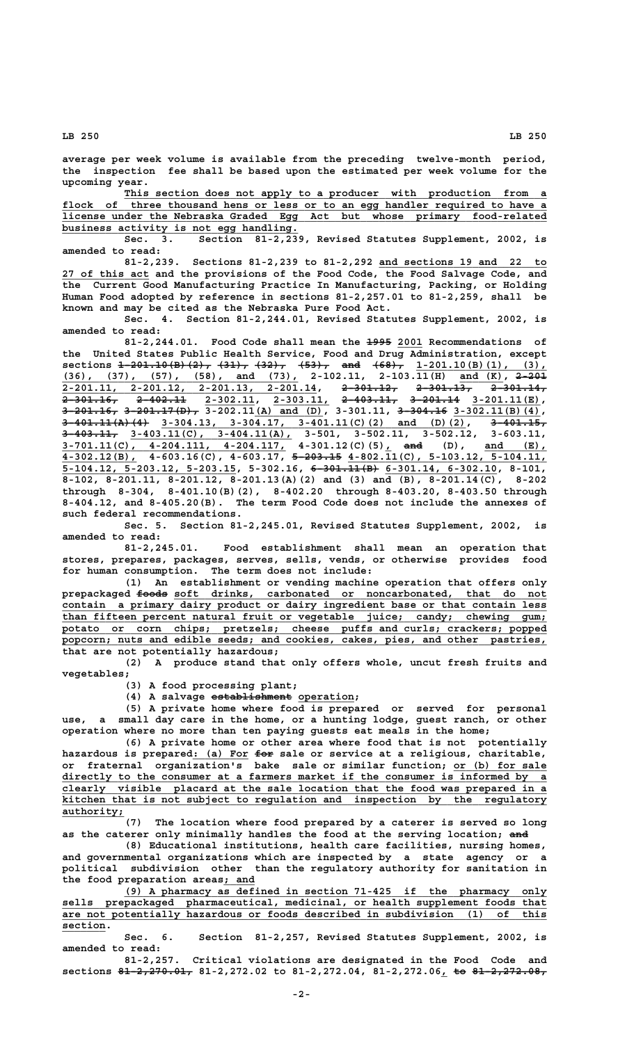average per week volume is available from the preceding twelve-month period, the inspection fee shall be based upon the estimated per week volume for the upcoming year.

This section does not apply to a producer with production from a flock of three thousand hens or less or to an egg handler required to have a license under the Nebraska Graded Egg Act but whose primary food-related business activity is not egg handling.

Sec. 3. Section 81-2,239, Revised Statutes Supplement, 2002, is amended to read:

81-2,239. Sections 81-2,239 to 81-2,292 and sections 19 and 22 to 27 of this act and the provisions of the Food Code, the Food Salvage Code, and the Current Good Manufacturing Practice In Manufacturing, Packing, or Holding Human Food adopted by reference in sections 81-2,257.01 to 81-2,259, shall be known and may be cited as the Nebraska Pure Food Act.

Sec. 4. Section 81-2,244.01, Revised Statutes Supplement, 2002, is amended to read:

81-2,244.01. Food Code shall mean the 1995 2001 Recommendations of the United States Public Health Service, Food and Drug Administration, except sections 1-201.10(B)(2), (31), (32), (53), and (68), 1-201.10(B)(1), (3), (36), (37), (57), (58), and (73), 2-102.11, 2-103.11(H) and (K), 2-201 2-201.11, 2-201.12, 2-201.13, 2-201.14, 2-301.12, 2-301.13, 2-301.14, 2-301.16, 2-402.11 2-302.11, 2-303.11, 2-403.11, 3-201.14 3-201.11(E), 3-201.16, 3-201.17(D), 3-202.11(A) and (D), 3-301.11, 3-304.16 3-302.11(B)(4), 3-401.11(A)(4) 3-304.13, 3-304.17, 3-401.11(C)(2) and (D)(2), 3-401.15, 3-403.11, 3-403.11(C), 3-404.11(A), 3-501, 3-502.11, 3-502.12, 3-603.11, 3-701.11(C), 4-204.111, 4-204.117, 4-301.12(C)(5), and (D), and (E), 4-302.12(B), 4-603.16(C), 4-603.17, 5-203.15 4-802.11(C), 5-103.12, 5-104.11, 5-104.12, 5-203.12, 5-203.15, 5-302.16, 6-301.11(B) 6-301.14, 6-302.10, 8-101, 8-102, 8-201.11, 8-201.12, 8-201.13(A)(2) and (3) and (B), 8-201.14(C), 8-202 through 8-304, 8-401.10(B)(2), 8-402.20 through 8-403.20, 8-403.50 through 8-404.12, and 8-405.20(B). The term Food Code does not include the annexes of such federal recommendations.

Sec. 5. Section 81-2,245.01, Revised Statutes Supplement, 2002, is amended to read:

81-2,245.01. Food establishment shall mean an operation that stores, prepares, packages, serves, sells, vends, or otherwise provides food for human consumption. The term does not include:

(1) An establishment or vending machine operation that offers only prepackaged foods soft drinks, carbonated or noncarbonated, that do not contain a primary dairy product or dairy ingredient base or that contain less than fifteen percent natural fruit or vegetable juice; candy; chewing gum; potato or corn chips; pretzels; cheese puffs and curls; crackers; popped popcorn; nuts and edible seeds; and cookies, cakes, pies, and other pastries, that are not potentially hazardous;

(2) A produce stand that only offers whole, uncut fresh fruits and vegetables;

(3) A food processing plant;

(4) A salvage establishment operation;

(5) A private home where food is prepared or served for personal use, a small day care in the home, or a hunting lodge, guest ranch, or other operation where no more than ten paying guests eat meals in the home;

(6) A private home or other area where food that is not potentially hazardous is prepared: (a) For for sale or service at a religious, charitable, or fraternal organization's bake sale or similar function; or (b) for sale directly to the consumer at a farmers market if the consumer is informed by a clearly visible placard at the sale location that the food was prepared in a kitchen that is not subject to regulation and inspection by the regulatory authority;

(7) The location where food prepared by a caterer is served so long as the caterer only minimally handles the food at the serving location; and

(8) Educational institutions, health care facilities, nursing homes, and governmental organizations which are inspected by a state agency or a political subdivision other than the regulatory authority for sanitation in the food preparation areas; and

(9) A pharmacy as defined in section 71-425 if the pharmacy only sells prepackaged pharmaceutical, medicinal, or health supplement foods that are not potentially hazardous or foods described in subdivision (1) of this section.

Sec. 6. Section 81-2,257, Revised Statutes Supplement, 2002, is amended to read:

81-2,257. Critical violations are designated in the Food Code and sections 81-2,270.01, 81-2,272.02 to 81-2,272.04, 81-2,272.06, to 81-2,272.08,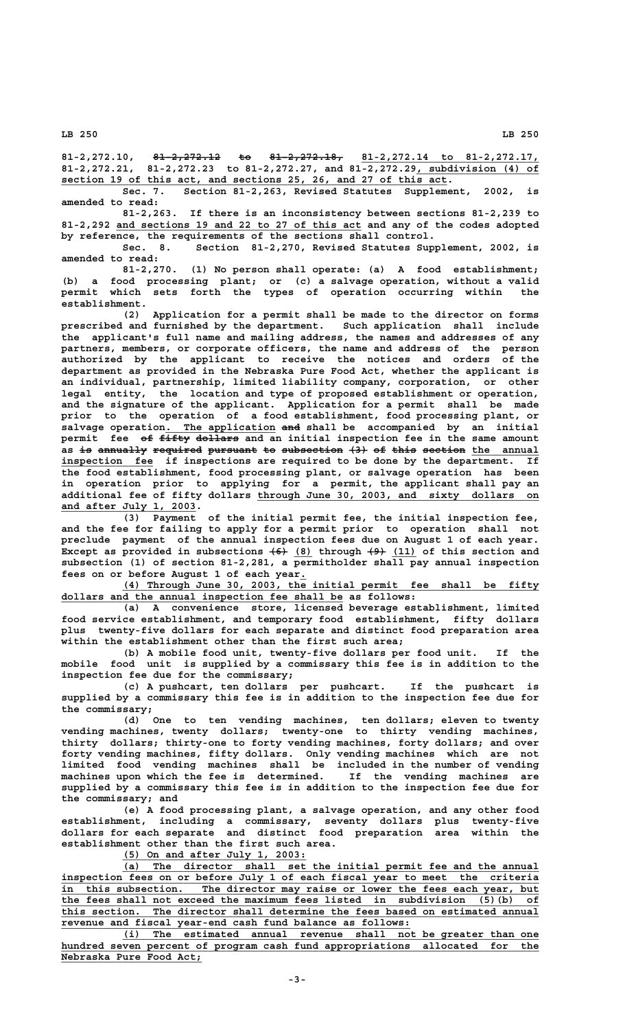81-2,272.10, ~~81-2,272.12 to 81-2,272.18,~~ 81-2,272.14 to 81-2,272.17, 81-2,272.21, 81-2,272.23 to 81-2,272.27, and 81-2,272.29, subdivision (4) of section 19 of this act, and sections 25, 26, and 27 of this act.

Sec. 7. Section 81-2,263, Revised Statutes Supplement, 2002, is amended to read:

81-2,263. If there is an inconsistency between sections 81-2,239 to 81-2,292 and sections 19 and 22 to 27 of this act and any of the codes adopted by reference, the requirements of the sections shall control.

Sec. 8. Section 81-2,270, Revised Statutes Supplement, 2002, is amended to read:

81-2,270. (1) No person shall operate: (a) A food establishment; (b) a food processing plant; or (c) a salvage operation, without a valid permit which sets forth the types of operation occurring within the establishment.

(2) Application for a permit shall be made to the director on forms prescribed and furnished by the department. Such application shall include the applicant's full name and mailing address, the names and addresses of any partners, members, or corporate officers, the name and address of the person authorized by the applicant to receive the notices and orders of the department as provided in the Nebraska Pure Food Act, whether the applicant is an individual, partnership, limited liability company, corporation, or other legal entity, the location and type of proposed establishment or operation, and the signature of the applicant. Application for a permit shall be made prior to the operation of a food establishment, food processing plant, or salvage operation. The application ~~and~~ shall be accompanied by an initial permit fee ~~of fifty dollars~~ and an initial inspection fee in the same amount as ~~is annually required pursuant to subsection (3) of this section~~ the annual inspection fee if inspections are required to be done by the department. If the food establishment, food processing plant, or salvage operation has been in operation prior to applying for a permit, the applicant shall pay an additional fee of fifty dollars through June 30, 2003, and sixty dollars on and after July 1, 2003.

(3) Payment of the initial permit fee, the initial inspection fee, and the fee for failing to apply for a permit prior to operation shall not preclude payment of the annual inspection fees due on August 1 of each year. Except as provided in subsections ~~(6)~~ (8) through ~~(9)~~ (11) of this section and subsection (1) of section 81-2,281, a permitholder shall pay annual inspection fees on or before August 1 of each year.

(4) Through June 30, 2003, the initial permit fee shall be fifty dollars and the annual inspection fee shall be as follows:

(a) A convenience store, licensed beverage establishment, limited food service establishment, and temporary food establishment, fifty dollars plus twenty-five dollars for each separate and distinct food preparation area within the establishment other than the first such area;

(b) A mobile food unit, twenty-five dollars per food unit. If the mobile food unit is supplied by a commissary this fee is in addition to the inspection fee due for the commissary;

(c) A pushcart, ten dollars per pushcart. If the pushcart is supplied by a commissary this fee is in addition to the inspection fee due for the commissary;

(d) One to ten vending machines, ten dollars; eleven to twenty vending machines, twenty dollars; twenty-one to thirty vending machines, thirty dollars; thirty-one to forty vending machines, forty dollars; and over forty vending machines, fifty dollars. Only vending machines which are not limited food vending machines shall be included in the number of vending machines upon which the fee is determined. If the vending machines are supplied by a commissary this fee is in addition to the inspection fee due for the commissary; and

(e) A food processing plant, a salvage operation, and any other food establishment, including a commissary, seventy dollars plus twenty-five dollars for each separate and distinct food preparation area within the establishment other than the first such area.

(5) On and after July 1, 2003:

(a) The director shall set the initial permit fee and the annual inspection fees on or before July 1 of each fiscal year to meet the criteria in this subsection. The director may raise or lower the fees each year, but the fees shall not exceed the maximum fees listed in subdivision (5)(b) of this section. The director shall determine the fees based on estimated annual revenue and fiscal year-end cash fund balance as follows:

(i) The estimated annual revenue shall not be greater than one hundred seven percent of program cash fund appropriations allocated for the Nebraska Pure Food Act;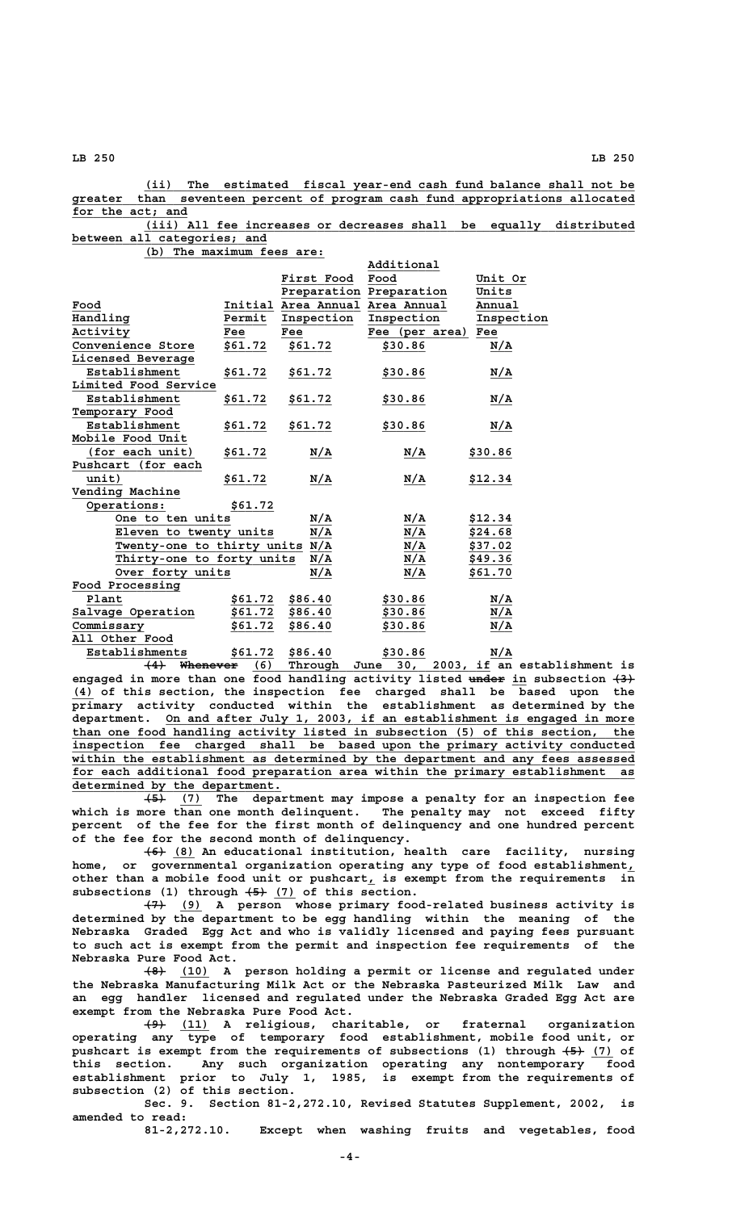(ii) The estimated fiscal year-end cash fund balance shall not be greater than seventeen percent of program cash fund appropriations allocated for the act; and

(iii) All fee increases or decreases shall be equally distributed between all categories; and

(b) The maximum fees are:

| Food Handling Activity | Initial Permit Fee | First Food Preparation Area Annual Inspection Fee | Additional Food Preparation Area Annual Inspection Fee (per area) | Unit Or Units Annual Inspection Fee |
|---|---|---|---|---|
| Convenience Store | $61.72 | $61.72 | $30.86 | N/A |
| Licensed Beverage Establishment | $61.72 | $61.72 | $30.86 | N/A |
| Limited Food Service Establishment | $61.72 | $61.72 | $30.86 | N/A |
| Temporary Food Establishment | $61.72 | $61.72 | $30.86 | N/A |
| Mobile Food Unit (for each unit) | $61.72 | N/A | N/A | $30.86 |
| Pushcart (for each unit) | $61.72 | N/A | N/A | $12.34 |
| Vending Machine Operations: | $61.72 | | | |
| One to ten units | | N/A | N/A | $12.34 |
| Eleven to twenty units | | N/A | N/A | $24.68 |
| Twenty-one to thirty units | | N/A | N/A | $37.02 |
| Thirty-one to forty units | | N/A | N/A | $49.36 |
| Over forty units | | N/A | N/A | $61.70 |
| Food Processing Plant | $61.72 | $86.40 | $30.86 | N/A |
| Salvage Operation | $61.72 | $86.40 | $30.86 | N/A |
| Commissary | $61.72 | $86.40 | $30.86 | N/A |
| All Other Food Establishments | $61.72 | $86.40 | $30.86 | N/A |

~~(4) Whenever~~ (6) Through June 30, 2003, if an establishment is engaged in more than one food handling activity listed ~~under~~ in subsection ~~(3)~~ (4) of this section, the inspection fee charged shall be based upon the primary activity conducted within the establishment as determined by the department. On and after July 1, 2003, if an establishment is engaged in more than one food handling activity listed in subsection (5) of this section, the inspection fee charged shall be based upon the primary activity conducted within the establishment as determined by the department and any fees assessed for each additional food preparation area within the primary establishment as determined by the department.

~~(5)~~ (7) The department may impose a penalty for an inspection fee which is more than one month delinquent. The penalty may not exceed fifty percent of the fee for the first month of delinquency and one hundred percent of the fee for the second month of delinquency.

~~(6)~~ (8) An educational institution, health care facility, nursing home, or governmental organization operating any type of food establishment, other than a mobile food unit or pushcart, is exempt from the requirements in subsections (1) through ~~(5)~~ (7) of this section.

~~(7)~~ (9) A person whose primary food-related business activity is determined by the department to be egg handling within the meaning of the Nebraska Graded Egg Act and who is validly licensed and paying fees pursuant to such act is exempt from the permit and inspection fee requirements of the Nebraska Pure Food Act.

~~(8)~~ (10) A person holding a permit or license and regulated under the Nebraska Manufacturing Milk Act or the Nebraska Pasteurized Milk Law and an egg handler licensed and regulated under the Nebraska Graded Egg Act are exempt from the Nebraska Pure Food Act.

~~(9)~~ (11) A religious, charitable, or fraternal organization operating any type of temporary food establishment, mobile food unit, or pushcart is exempt from the requirements of subsections (1) through ~~(5)~~ (7) of this section. Any such organization operating any nontemporary food establishment prior to July 1, 1985, is exempt from the requirements of subsection (2) of this section.

Sec. 9. Section 81-2,272.10, Revised Statutes Supplement, 2002, is amended to read:

81-2,272.10. Except when washing fruits and vegetables, food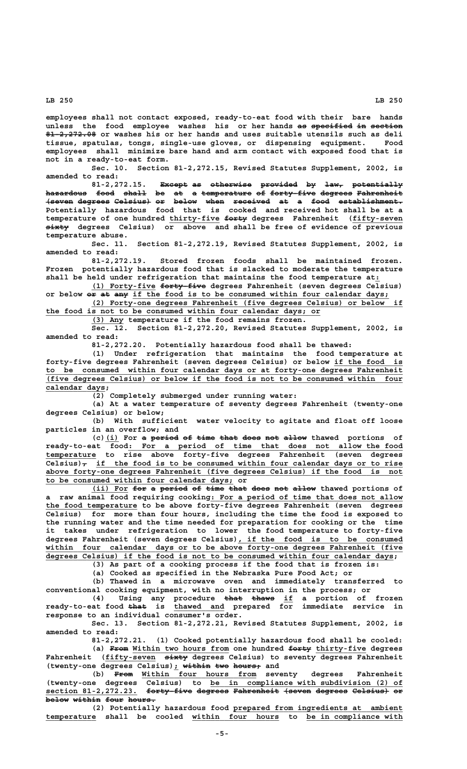employees shall not contact exposed, ready-to-eat food with their bare hands unless the food employee washes his or her hands ~~as specified in section 81-2,272.08~~ or washes his or her hands and uses suitable utensils such as deli tissue, spatulas, tongs, single-use gloves, or dispensing equipment. Food employees shall minimize bare hand and arm contact with exposed food that is not in a ready-to-eat form.

Sec. 10. Section 81-2,272.15, Revised Statutes Supplement, 2002, is amended to read:

81-2,272.15. ~~Except as otherwise provided by law, potentially hazardous food shall be at a temperature of forty-five degrees Fahrenheit (seven degrees Celsius) or below when received at a food establishment.~~ Potentially hazardous food that is cooked and received hot shall be at a temperature of one hundred thirty-five ~~forty~~ degrees Fahrenheit (fifty-seven ~~sixty~~ degrees Celsius) or above and shall be free of evidence of previous temperature abuse.

Sec. 11. Section 81-2,272.19, Revised Statutes Supplement, 2002, is amended to read:

81-2,272.19. Stored frozen foods shall be maintained frozen. Frozen potentially hazardous food that is slacked to moderate the temperature shall be held under refrigeration that maintains the food temperature at:

(1) Forty-five ~~forty-five~~ degrees Fahrenheit (seven degrees Celsius) or below ~~or at any~~ if the food is to be consumed within four calendar days;

(2) Forty-one degrees Fahrenheit (five degrees Celsius) or below if the food is not to be consumed within four calendar days; or

(3) Any temperature if the food remains frozen.

Sec. 12. Section 81-2,272.20, Revised Statutes Supplement, 2002, is amended to read:

81-2,272.20. Potentially hazardous food shall be thawed:

(1) Under refrigeration that maintains the food temperature at forty-five degrees Fahrenheit (seven degrees Celsius) or below if the food is to be consumed within four calendar days or at forty-one degrees Fahrenheit (five degrees Celsius) or below if the food is not to be consumed within four calendar days;

(2) Completely submerged under running water:

(a) At a water temperature of seventy degrees Fahrenheit (twenty-one degrees Celsius) or below;

(b) With sufficient water velocity to agitate and float off loose particles in an overflow; and

(c)(i) For ~~a period of time that does not allow~~ thawed portions of ready-to-eat food: For a period of time that does not allow the food temperature to rise above forty-five degrees Fahrenheit (seven degrees Celsius)~~,~~ if the food is to be consumed within four calendar days or to rise above forty-one degrees Fahrenheit (five degrees Celsius) if the food is not to be consumed within four calendar days; or

(ii) For ~~for a period of time that does not allow~~ thawed portions of a raw animal food requiring cooking: For a period of time that does not allow the food temperature to be above forty-five degrees Fahrenheit (seven degrees Celsius) for more than four hours, including the time the food is exposed to the running water and the time needed for preparation for cooking or the time it takes under refrigeration to lower the food temperature to forty-five degrees Fahrenheit (seven degrees Celsius), if the food is to be consumed within four calendar days or to be above forty-one degrees Fahrenheit (five degrees Celsius) if the food is not to be consumed within four calendar days;

(3) As part of a cooking process if the food that is frozen is:

(a) Cooked as specified in the Nebraska Pure Food Act; or

(b) Thawed in a microwave oven and immediately transferred to conventional cooking equipment, with no interruption in the process; or

(4) Using any procedure ~~that thaws~~ if a portion of frozen ready-to-eat food ~~that~~ is thawed and prepared for immediate service in response to an individual consumer's order.

Sec. 13. Section 81-2,272.21, Revised Statutes Supplement, 2002, is amended to read:

81-2,272.21. (1) Cooked potentially hazardous food shall be cooled:

(a) ~~From~~ Within two hours from one hundred ~~forty~~ thirty-five degrees Fahrenheit (fifty-seven ~~sixty~~ degrees Celsius) to seventy degrees Fahrenheit (twenty-one degrees Celsius); ~~within two hours;~~ and

(b) ~~From~~ Within four hours from seventy degrees Fahrenheit (twenty-one degrees Celsius) to be in compliance with subdivision (2) of section 81-2,272.23. ~~forty-five degrees Fahrenheit (seven degrees Celsius) or below within four hours.~~

(2) Potentially hazardous food prepared from ingredients at ambient temperature shall be cooled within four hours to be in compliance with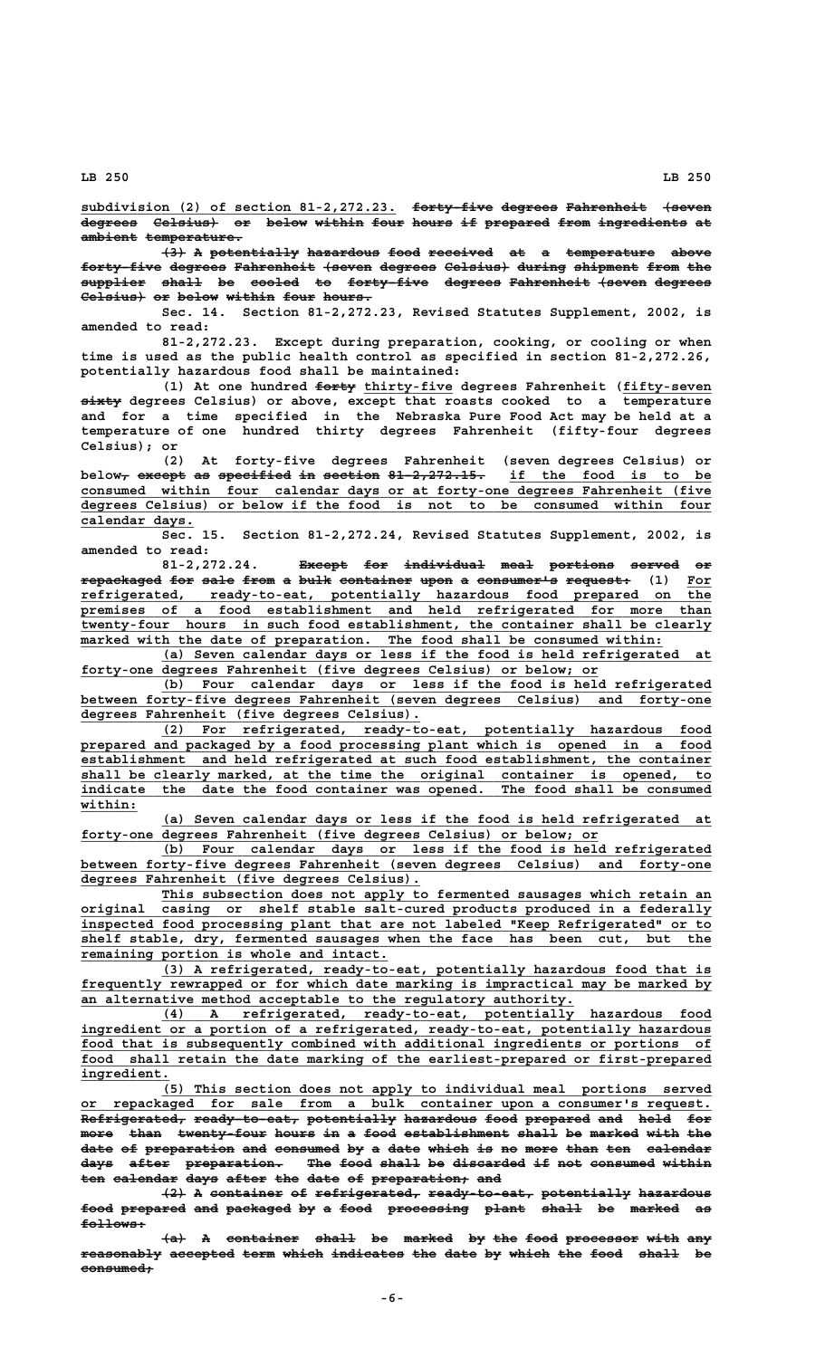subdivision (2) of section 81-2,272.23. forty-five degrees Fahrenheit (seven degrees Celsius) or below within four hours if prepared from ingredients at ambient temperature.

(3) A potentially hazardous food received at a temperature above forty-five degrees Fahrenheit (seven degrees Celsius) during shipment from the supplier shall be cooled to forty-five degrees Fahrenheit (seven degrees Celsius) or below within four hours.

Sec. 14. Section 81-2,272.23, Revised Statutes Supplement, 2002, is amended to read:

81-2,272.23. Except during preparation, cooking, or cooling or when time is used as the public health control as specified in section 81-2,272.26, potentially hazardous food shall be maintained:

(1) At one hundred forty thirty-five degrees Fahrenheit (fifty-seven sixty degrees Celsius) or above, except that roasts cooked to a temperature and for a time specified in the Nebraska Pure Food Act may be held at a temperature of one hundred thirty degrees Fahrenheit (fifty-four degrees Celsius); or

(2) At forty-five degrees Fahrenheit (seven degrees Celsius) or below, except as specified in section 81-2,272.15. if the food is to be consumed within four calendar days or at forty-one degrees Fahrenheit (five degrees Celsius) or below if the food is not to be consumed within four calendar days.

Sec. 15. Section 81-2,272.24, Revised Statutes Supplement, 2002, is amended to read:

81-2,272.24. Except for individual meal portions served or repackaged for sale from a bulk container upon a consumer's request: (1) For refrigerated, ready-to-eat, potentially hazardous food prepared on the premises of a food establishment and held refrigerated for more than twenty-four hours in such food establishment, the container shall be clearly marked with the date of preparation. The food shall be consumed within:

(a) Seven calendar days or less if the food is held refrigerated at forty-one degrees Fahrenheit (five degrees Celsius) or below; or

(b) Four calendar days or less if the food is held refrigerated between forty-five degrees Fahrenheit (seven degrees Celsius) and forty-one degrees Fahrenheit (five degrees Celsius).

(2) For refrigerated, ready-to-eat, potentially hazardous food prepared and packaged by a food processing plant which is opened in a food establishment and held refrigerated at such food establishment, the container shall be clearly marked, at the time the original container is opened, to indicate the date the food container was opened. The food shall be consumed within:

(a) Seven calendar days or less if the food is held refrigerated at forty-one degrees Fahrenheit (five degrees Celsius) or below; or

(b) Four calendar days or less if the food is held refrigerated between forty-five degrees Fahrenheit (seven degrees Celsius) and forty-one degrees Fahrenheit (five degrees Celsius).

This subsection does not apply to fermented sausages which retain an original casing or shelf stable salt-cured products produced in a federally inspected food processing plant that are not labeled "Keep Refrigerated" or to shelf stable, dry, fermented sausages when the face has been cut, but the remaining portion is whole and intact.

(3) A refrigerated, ready-to-eat, potentially hazardous food that is frequently rewrapped or for which date marking is impractical may be marked by an alternative method acceptable to the regulatory authority.

(4) A refrigerated, ready-to-eat, potentially hazardous food ingredient or a portion of a refrigerated, ready-to-eat, potentially hazardous food that is subsequently combined with additional ingredients or portions of food shall retain the date marking of the earliest-prepared or first-prepared ingredient.

(5) This section does not apply to individual meal portions served or repackaged for sale from a bulk container upon a consumer's request. Refrigerated, ready-to-eat, potentially hazardous food prepared and held for more than twenty-four hours in a food establishment shall be marked with the date of preparation and consumed by a date which is no more than ten calendar days after preparation. The food shall be discarded if not consumed within ten calendar days after the date of preparation; and

(2) A container of refrigerated, ready-to-eat, potentially hazardous food prepared and packaged by a food processing plant shall be marked as follows:

(a) A container shall be marked by the food processor with any reasonably accepted term which indicates the date by which the food shall be consumed;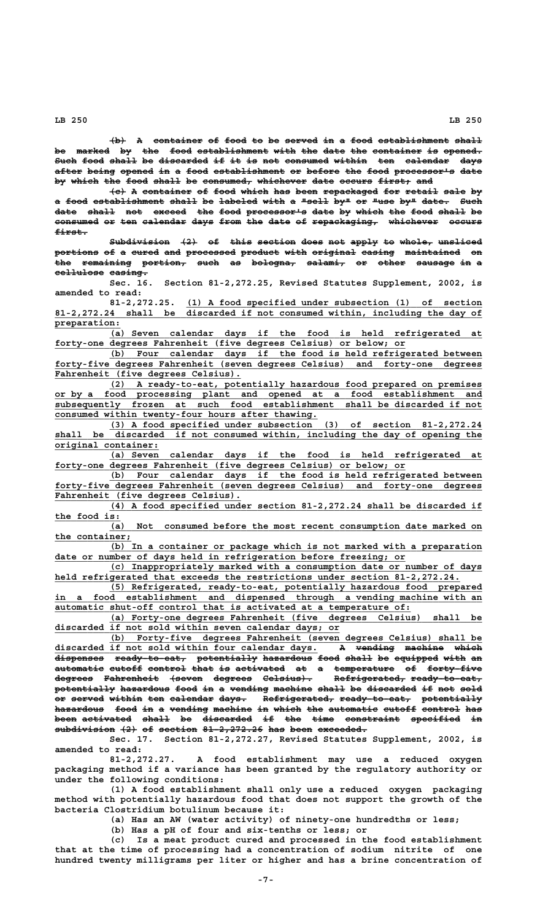~~(b) A container of food to be served in a food establishment shall be marked by the food establishment with the date the container is opened. Such food shall be discarded if it is not consumed within ten calendar days after being opened in a food establishment or before the food processor's date by which the food shall be consumed, whichever date occurs first; and~~

~~(c) A container of food which has been repackaged for retail sale by a food establishment shall be labeled with a "sell by" or "use by" date. Such date shall not exceed the food processor's date by which the food shall be consumed or ten calendar days from the date of repackaging, whichever occurs first.~~

~~Subdivision (2) of this section does not apply to whole, unsliced portions of a cured and processed product with original casing maintained on the remaining portion, such as bologna, salami, or other sausage in a cellulose casing.~~

Sec. 16. Section 81-2,272.25, Revised Statutes Supplement, 2002, is amended to read:

81-2,272.25. (1) A food specified under subsection (1) of section 81-2,272.24 shall be discarded if not consumed within, including the day of preparation:

(a) Seven calendar days if the food is held refrigerated at forty-one degrees Fahrenheit (five degrees Celsius) or below; or

(b) Four calendar days if the food is held refrigerated between forty-five degrees Fahrenheit (seven degrees Celsius) and forty-one degrees Fahrenheit (five degrees Celsius).

(2) A ready-to-eat, potentially hazardous food prepared on premises or by a food processing plant and opened at a food establishment and subsequently frozen at such food establishment shall be discarded if not consumed within twenty-four hours after thawing.

(3) A food specified under subsection (3) of section 81-2,272.24 shall be discarded if not consumed within, including the day of opening the original container:

(a) Seven calendar days if the food is held refrigerated at forty-one degrees Fahrenheit (five degrees Celsius) or below; or

(b) Four calendar days if the food is held refrigerated between forty-five degrees Fahrenheit (seven degrees Celsius) and forty-one degrees Fahrenheit (five degrees Celsius).

(4) A food specified under section 81-2,272.24 shall be discarded if the food is:

(a) Not consumed before the most recent consumption date marked on the container;

(b) In a container or package which is not marked with a preparation date or number of days held in refrigeration before freezing; or

(c) Inappropriately marked with a consumption date or number of days held refrigerated that exceeds the restrictions under section 81-2,272.24.

(5) Refrigerated, ready-to-eat, potentially hazardous food prepared in a food establishment and dispensed through a vending machine with an automatic shut-off control that is activated at a temperature of:

(a) Forty-one degrees Fahrenheit (five degrees Celsius) shall be discarded if not sold within seven calendar days; or

(b) Forty-five degrees Fahrenheit (seven degrees Celsius) shall be discarded if not sold within four calendar days. ~~A vending machine which dispenses ready-to-eat, potentially hazardous food shall be equipped with an automatic cutoff control that is activated at a temperature of forty-five degrees Fahrenheit (seven degrees Celsius). Refrigerated, ready-to-eat, potentially hazardous food in a vending machine shall be discarded if not sold or served within ten calendar days. Refrigerated, ready-to-eat, potentially hazardous food in a vending machine in which the automatic cutoff control has been activated shall be discarded if the time constraint specified in subdivision (2) of section 81-2,272.26 has been exceeded.~~

Sec. 17. Section 81-2,272.27, Revised Statutes Supplement, 2002, is amended to read:

81-2,272.27. A food establishment may use a reduced oxygen packaging method if a variance has been granted by the regulatory authority or under the following conditions:

(1) A food establishment shall only use a reduced oxygen packaging method with potentially hazardous food that does not support the growth of the bacteria Clostridium botulinum because it:

(a) Has an AW (water activity) of ninety-one hundredths or less;

(b) Has a pH of four and six-tenths or less; or

(c) Is a meat product cured and processed in the food establishment that at the time of processing had a concentration of sodium nitrite of one hundred twenty milligrams per liter or higher and has a brine concentration of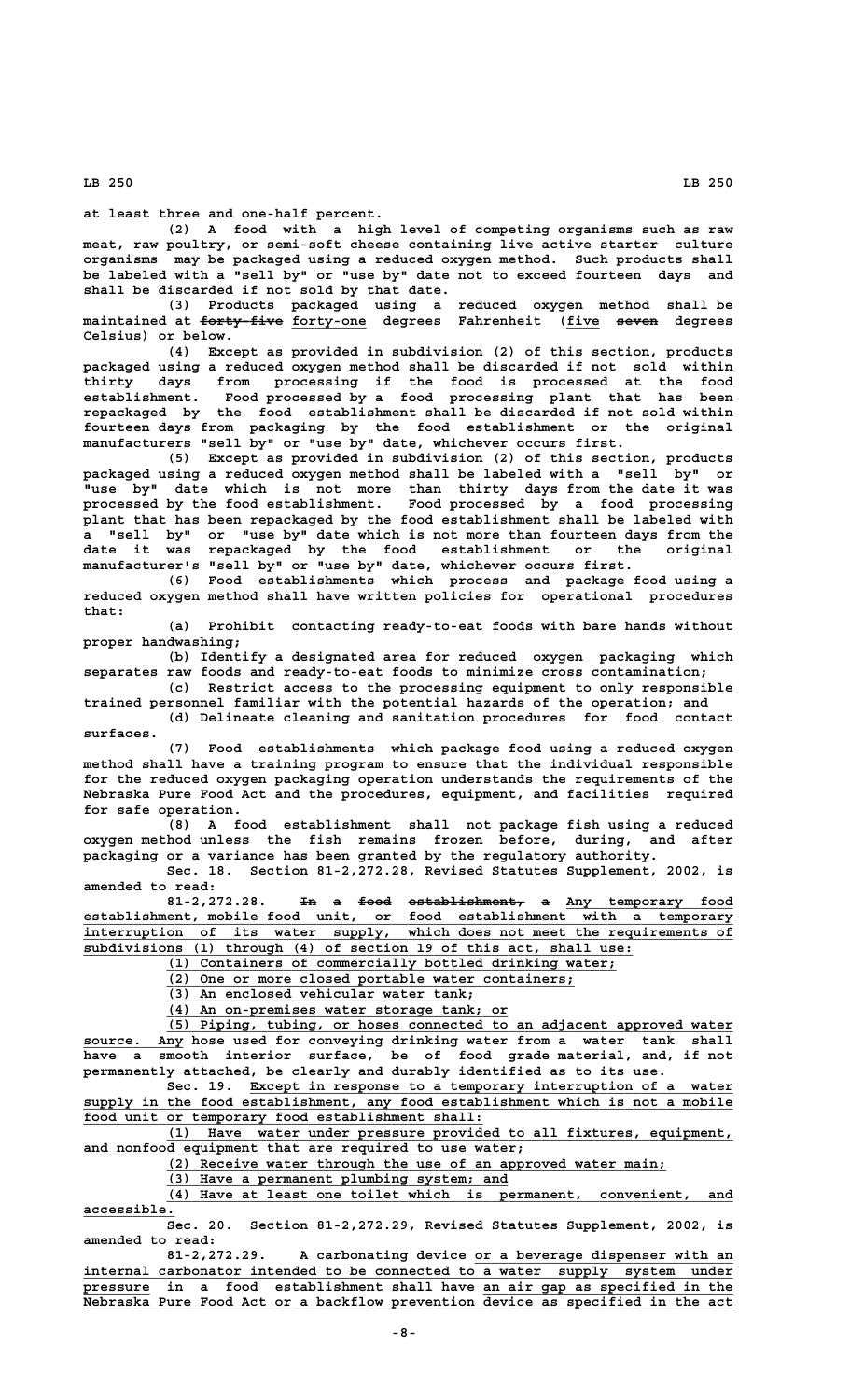at least three and one-half percent.

(2) A food with a high level of competing organisms such as raw meat, raw poultry, or semi-soft cheese containing live active starter culture organisms may be packaged using a reduced oxygen method. Such products shall be labeled with a "sell by" or "use by" date not to exceed fourteen days and shall be discarded if not sold by that date.

(3) Products packaged using a reduced oxygen method shall be maintained at ~~forty-five~~ forty-one degrees Fahrenheit (five ~~seven~~ degrees Celsius) or below.

(4) Except as provided in subdivision (2) of this section, products packaged using a reduced oxygen method shall be discarded if not sold within thirty days from processing if the food is processed at the food establishment. Food processed by a food processing plant that has been repackaged by the food establishment shall be discarded if not sold within fourteen days from packaging by the food establishment or the original manufacturers "sell by" or "use by" date, whichever occurs first.

(5) Except as provided in subdivision (2) of this section, products packaged using a reduced oxygen method shall be labeled with a "sell by" or "use by" date which is not more than thirty days from the date it was processed by the food establishment. Food processed by a food processing plant that has been repackaged by the food establishment shall be labeled with a "sell by" or "use by" date which is not more than fourteen days from the date it was repackaged by the food establishment or the original manufacturer's "sell by" or "use by" date, whichever occurs first.

(6) Food establishments which process and package food using a reduced oxygen method shall have written policies for operational procedures that:

(a) Prohibit contacting ready-to-eat foods with bare hands without proper handwashing;

(b) Identify a designated area for reduced oxygen packaging which separates raw foods and ready-to-eat foods to minimize cross contamination;

(c) Restrict access to the processing equipment to only responsible trained personnel familiar with the potential hazards of the operation; and

(d) Delineate cleaning and sanitation procedures for food contact surfaces.

(7) Food establishments which package food using a reduced oxygen method shall have a training program to ensure that the individual responsible for the reduced oxygen packaging operation understands the requirements of the Nebraska Pure Food Act and the procedures, equipment, and facilities required for safe operation.

(8) A food establishment shall not package fish using a reduced oxygen method unless the fish remains frozen before, during, and after packaging or a variance has been granted by the regulatory authority.

Sec. 18. Section 81-2,272.28, Revised Statutes Supplement, 2002, is amended to read:

81-2,272.28. ~~In a food establishment, a~~ Any temporary food establishment, mobile food unit, or food establishment with a temporary interruption of its water supply, which does not meet the requirements of subdivisions (1) through (4) of section 19 of this act, shall use:

(1) Containers of commercially bottled drinking water;

(2) One or more closed portable water containers;

(3) An enclosed vehicular water tank;

(4) An on-premises water storage tank; or

(5) Piping, tubing, or hoses connected to an adjacent approved water source. Any hose used for conveying drinking water from a water tank shall have a smooth interior surface, be of food grade material, and, if not permanently attached, be clearly and durably identified as to its use.

Sec. 19. Except in response to a temporary interruption of a water supply in the food establishment, any food establishment which is not a mobile food unit or temporary food establishment shall:

(1) Have water under pressure provided to all fixtures, equipment, and nonfood equipment that are required to use water;

(2) Receive water through the use of an approved water main;

(3) Have a permanent plumbing system; and

(4) Have at least one toilet which is permanent, convenient, and accessible.

Sec. 20. Section 81-2,272.29, Revised Statutes Supplement, 2002, is amended to read:

81-2,272.29. A carbonating device or a beverage dispenser with an internal carbonator intended to be connected to a water supply system under pressure in a food establishment shall have an air gap as specified in the Nebraska Pure Food Act or a backflow prevention device as specified in the act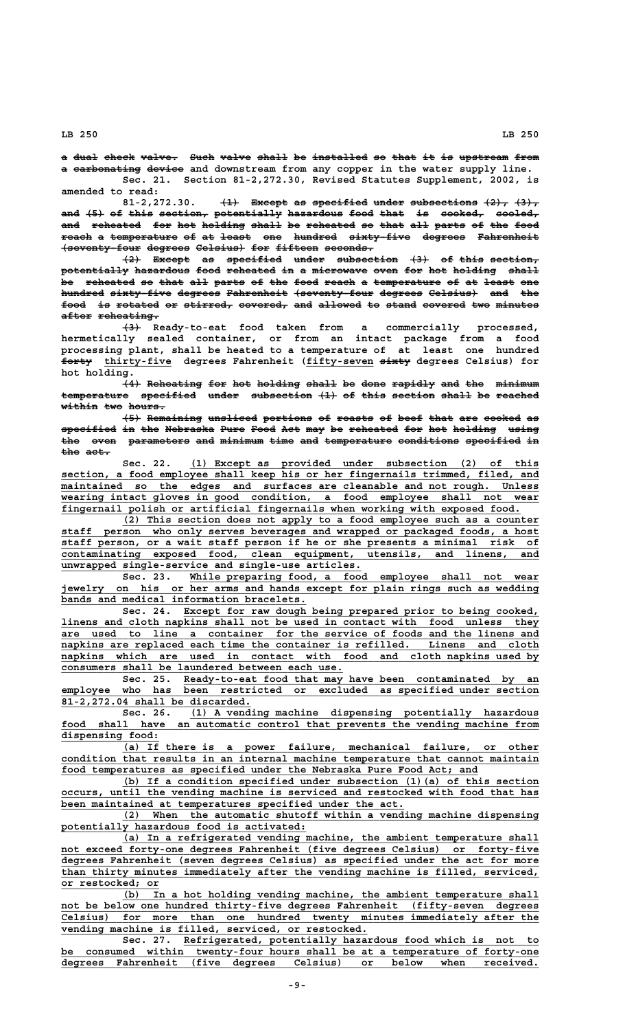~~a dual check valve. Such valve shall be installed so that it is upstream from a carbonating device~~ and downstream from any copper in the water supply line.

Sec. 21. Section 81-2,272.30, Revised Statutes Supplement, 2002, is amended to read:

81-2,272.30. ~~(1) Except as specified under subsections (2), (3), and (5) of this section, potentially hazardous food that is cooked, cooled, and reheated for hot holding shall be reheated so that all parts of the food reach a temperature of at least one hundred sixty-five degrees Fahrenheit (seventy-four degrees Celsius) for fifteen seconds.~~

~~(2) Except as specified under subsection (3) of this section, potentially hazardous food reheated in a microwave oven for hot holding shall be reheated so that all parts of the food reach a temperature of at least one hundred sixty-five degrees Fahrenheit (seventy-four degrees Celsius) and the food is rotated or stirred, covered, and allowed to stand covered two minutes after reheating.~~

~~(3)~~ Ready-to-eat food taken from a commercially processed, hermetically sealed container, or from an intact package from a food processing plant, shall be heated to a temperature of at least one hundred ~~forty~~ thirty-five degrees Fahrenheit (fifty-seven ~~sixty~~ degrees Celsius) for hot holding.

~~(4) Reheating for hot holding shall be done rapidly and the minimum temperature specified under subsection (1) of this section shall be reached within two hours.~~

~~(5) Remaining unsliced portions of roasts of beef that are cooked as specified in the Nebraska Pure Food Act may be reheated for hot holding using the oven parameters and minimum time and temperature conditions specified in the act.~~

Sec. 22. (1) Except as provided under subsection (2) of this section, a food employee shall keep his or her fingernails trimmed, filed, and maintained so the edges and surfaces are cleanable and not rough. Unless wearing intact gloves in good condition, a food employee shall not wear fingernail polish or artificial fingernails when working with exposed food.

(2) This section does not apply to a food employee such as a counter staff person who only serves beverages and wrapped or packaged foods, a host staff person, or a wait staff person if he or she presents a minimal risk of contaminating exposed food, clean equipment, utensils, and linens, and unwrapped single-service and single-use articles.

Sec. 23. While preparing food, a food employee shall not wear jewelry on his or her arms and hands except for plain rings such as wedding bands and medical information bracelets.

Sec. 24. Except for raw dough being prepared prior to being cooked, linens and cloth napkins shall not be used in contact with food unless they are used to line a container for the service of foods and the linens and napkins are replaced each time the container is refilled. Linens and cloth napkins which are used in contact with food and cloth napkins used by consumers shall be laundered between each use.

Sec. 25. Ready-to-eat food that may have been contaminated by an employee who has been restricted or excluded as specified under section 81-2,272.04 shall be discarded.

Sec. 26. (1) A vending machine dispensing potentially hazardous food shall have an automatic control that prevents the vending machine from dispensing food:

(a) If there is a power failure, mechanical failure, or other condition that results in an internal machine temperature that cannot maintain food temperatures as specified under the Nebraska Pure Food Act; and

(b) If a condition specified under subsection (1)(a) of this section occurs, until the vending machine is serviced and restocked with food that has been maintained at temperatures specified under the act.

(2) When the automatic shutoff within a vending machine dispensing potentially hazardous food is activated:

(a) In a refrigerated vending machine, the ambient temperature shall not exceed forty-one degrees Fahrenheit (five degrees Celsius) or forty-five degrees Fahrenheit (seven degrees Celsius) as specified under the act for more than thirty minutes immediately after the vending machine is filled, serviced, or restocked; or

(b) In a hot holding vending machine, the ambient temperature shall not be below one hundred thirty-five degrees Fahrenheit (fifty-seven degrees Celsius) for more than one hundred twenty minutes immediately after the vending machine is filled, serviced, or restocked.

Sec. 27. Refrigerated, potentially hazardous food which is not to be consumed within twenty-four hours shall be at a temperature of forty-one degrees Fahrenheit (five degrees Celsius) or below when received.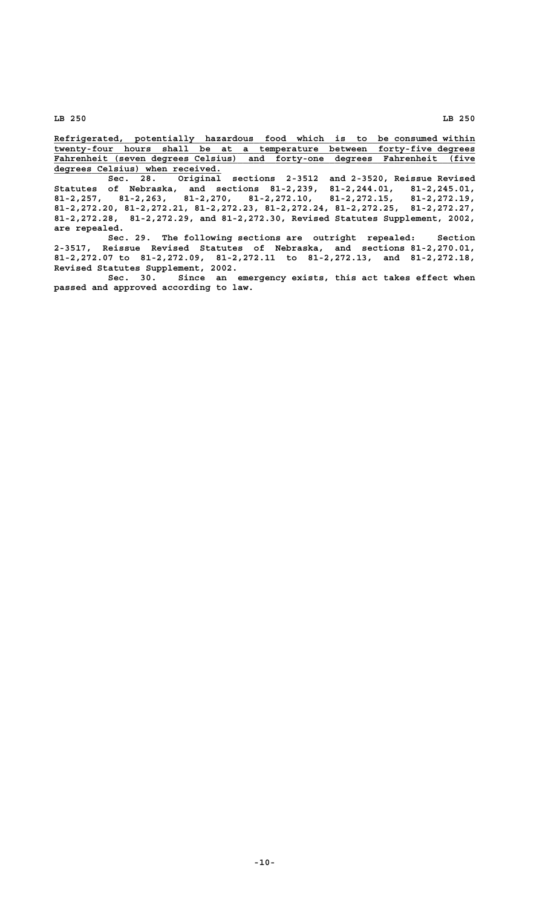Refrigerated, potentially hazardous food which is to be consumed within twenty-four hours shall be at a temperature between forty-five degrees Fahrenheit (seven degrees Celsius) and forty-one degrees Fahrenheit (five degrees Celsius) when received.

Sec. 28. Original sections 2-3512 and 2-3520, Reissue Revised Statutes of Nebraska, and sections 81-2,239, 81-2,244.01, 81-2,245.01, 81-2,257, 81-2,263, 81-2,270, 81-2,272.10, 81-2,272.15, 81-2,272.19, 81-2,272.20, 81-2,272.21, 81-2,272.23, 81-2,272.24, 81-2,272.25, 81-2,272.27, 81-2,272.28, 81-2,272.29, and 81-2,272.30, Revised Statutes Supplement, 2002, are repealed.

Sec. 29. The following sections are outright repealed: Section 2-3517, Reissue Revised Statutes of Nebraska, and sections 81-2,270.01, 81-2,272.07 to 81-2,272.09, 81-2,272.11 to 81-2,272.13, and 81-2,272.18, Revised Statutes Supplement, 2002.

Sec. 30. Since an emergency exists, this act takes effect when passed and approved according to law.